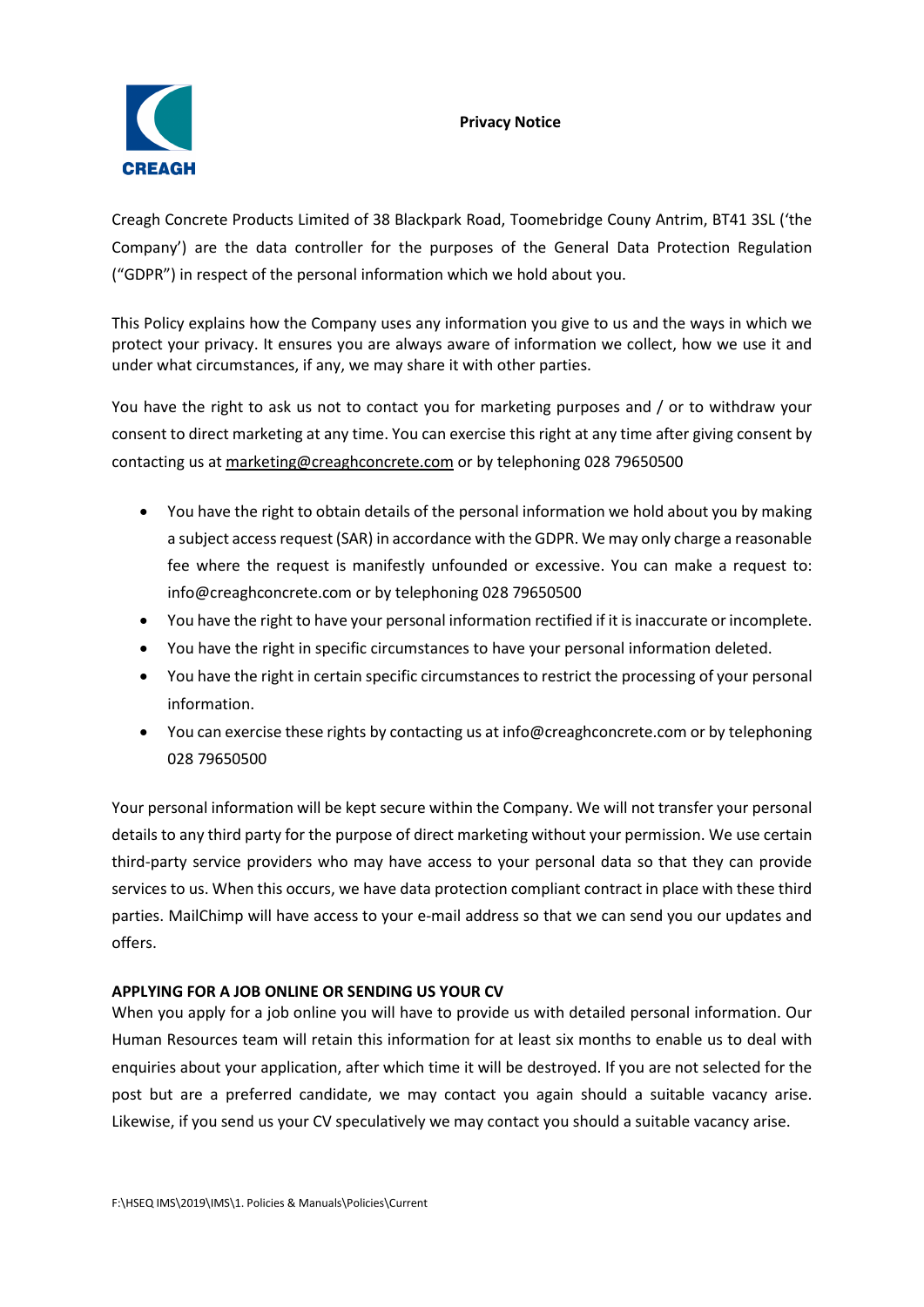CREAGH

**Privacy Notice**

Creagh Concrete Products Limited of 38 Blackpark Road, Toomebridge Couny Antrim, BT41 3SL ('the Company') are the data controller for the purposes of the General Data Protection Regulation ("GDPR") in respect of the personal information which we hold about you.

This Policy explains how the Company uses any information you give to us and the ways in which we protect your privacy. It ensures you are always aware of information we collect, how we use it and under what circumstances, if any, we may share it with other parties.

You have the right to ask us not to contact you for marketing purposes and / or to withdraw your consent to direct marketing at any time. You can exercise this right at any time after giving consent by contacting us at marketing@creaghconcrete.com or by telephoning 028 79650500

- You have the right to obtain details of the personal information we hold about you by making a subject access request (SAR) in accordance with the GDPR. We may only charge a reasonable fee where the request is manifestly unfounded or excessive. You can make a request to: info@creaghconcrete.com or by telephoning 028 79650500
- You have the right to have your personal information rectified if it is inaccurate or incomplete.
- You have the right in specific circumstances to have your personal information deleted.
- You have the right in certain specific circumstances to restrict the processing of your personal information.
- You can exercise these rights by contacting us at info@creaghconcrete.com or by telephoning 028 79650500

Your personal information will be kept secure within the Company. We will not transfer your personal details to any third party for the purpose of direct marketing without your permission. We use certain third-party service providers who may have access to your personal data so that they can provide services to us. When this occurs, we have data protection compliant contract in place with these third parties. MailChimp will have access to your e-mail address so that we can send you our updates and offers.

**APPLYING FOR A JOB ONLINE OR SENDING US YOUR CV**

When you apply for a job online you will have to provide us with detailed personal information. Our Human Resources team will retain this information for at least six months to enable us to deal with enquiries about your application, after which time it will be destroyed. If you are not selected for the post but are a preferred candidate, we may contact you again should a suitable vacancy arise. Likewise, if you send us your CV speculatively we may contact you should a suitable vacancy arise.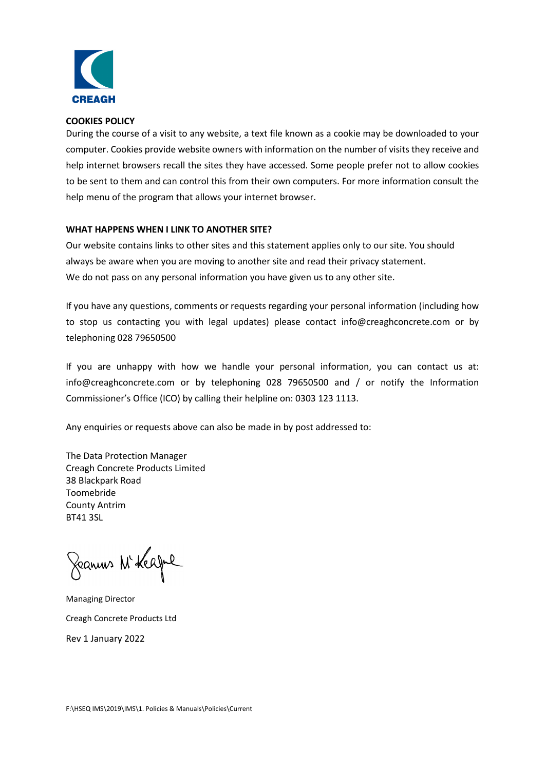CREAGH

**COOKIES POLICY**

During the course of a visit to any website, a text file known as a cookie may be downloaded to your computer. Cookies provide website owners with information on the number of visits they receive and help internet browsers recall the sites they have accessed. Some people prefer not to allow cookies to be sent to them and can control this from their own computers. For more information consult the help menu of the program that allows your internet browser.

**WHAT HAPPENS WHEN I LINK TO ANOTHER SITE?**

Our website contains links to other sites and this statement applies only to our site. You should always be aware when you are moving to another site and read their privacy statement.
We do not pass on any personal information you have given us to any other site.

If you have any questions, comments or requests regarding your personal information (including how to stop us contacting you with legal updates) please contact info@creaghconcrete.com or by telephoning 028 79650500

If you are unhappy with how we handle your personal information, you can contact us at: info@creaghconcrete.com or by telephoning 028 79650500 and / or notify the Information Commissioner's Office (ICO) by calling their helpline on: 0303 123 1113.

Any enquiries or requests above can also be made in by post addressed to:

The Data Protection Manager
Creagh Concrete Products Limited
38 Blackpark Road
Toomebride
County Antrim
BT41 3SL

Seamus McKeague

Managing Director

Creagh Concrete Products Ltd

Rev 1 January 2022

F:\HSEQ IMS\2019\IMS\1. Policies & Manuals\Policies\Current